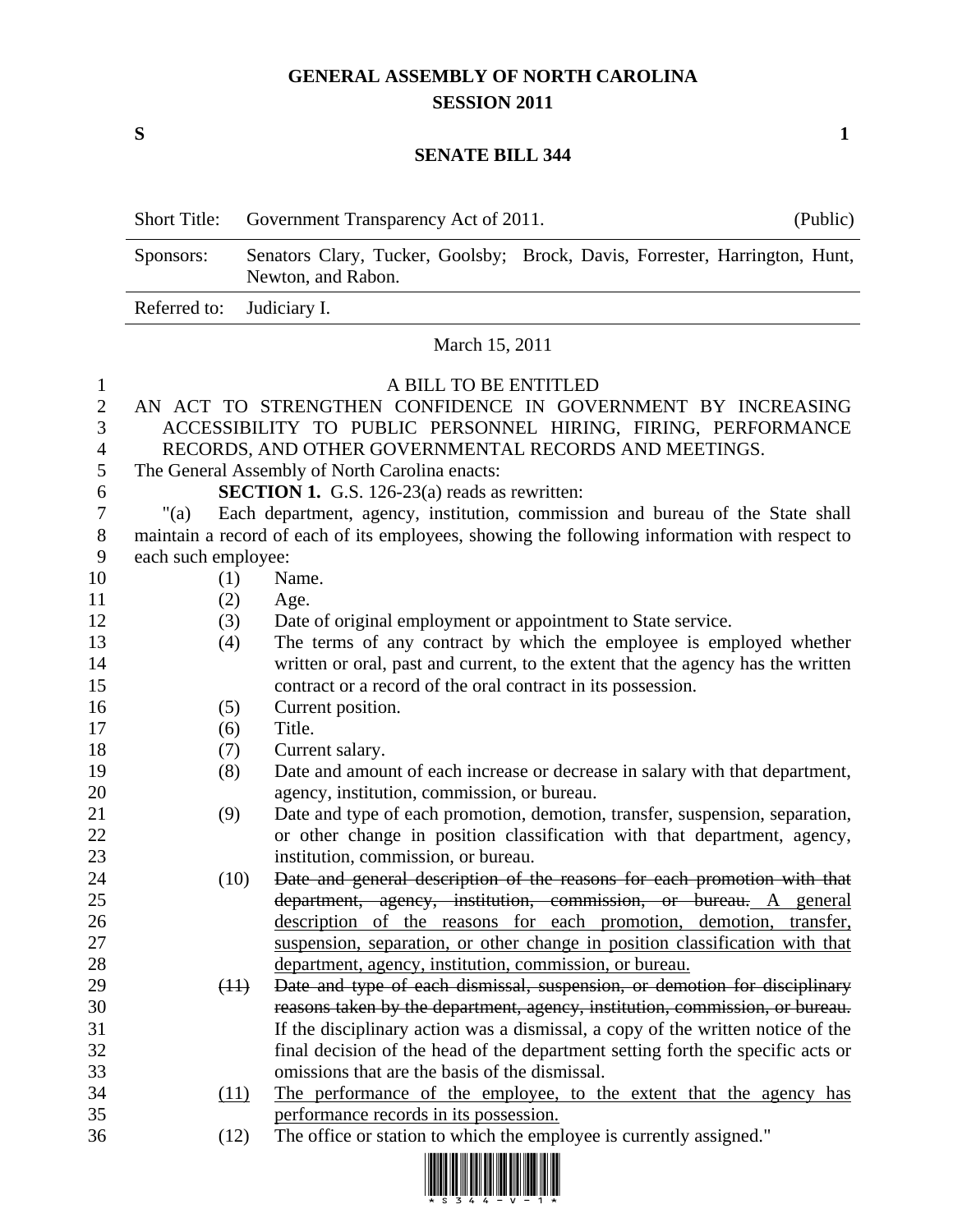# GENERAL ASSEMBLY OF NORTH CAROLINA
## SESSION 2011

**S** **1**

## SENATE BILL 344

| | | |
|---|---|---|
| Short Title: | Government Transparency Act of 2011. | (Public) |
| Sponsors: | Senators Clary, Tucker, Goolsby; Brock, Davis, Forrester, Harrington, Hunt, Newton, and Rabon. | |
| Referred to: | Judiciary I. | |

March 15, 2011

A BILL TO BE ENTITLED

AN ACT TO STRENGTHEN CONFIDENCE IN GOVERNMENT BY INCREASING ACCESSIBILITY TO PUBLIC PERSONNEL HIRING, FIRING, PERFORMANCE RECORDS, AND OTHER GOVERNMENTAL RECORDS AND MEETINGS.

The General Assembly of North Carolina enacts:

**SECTION 1.** G.S. 126-23(a) reads as rewritten:

"(a) Each department, agency, institution, commission and bureau of the State shall maintain a record of each of its employees, showing the following information with respect to each such employee:

(1) Name.

(2) Age.

(3) Date of original employment or appointment to State service.

(4) The terms of any contract by which the employee is employed whether written or oral, past and current, to the extent that the agency has the written contract or a record of the oral contract in its possession.

(5) Current position.

(6) Title.

(7) Current salary.

(8) Date and amount of each increase or decrease in salary with that department, agency, institution, commission, or bureau.

(9) Date and type of each promotion, demotion, transfer, suspension, separation, or other change in position classification with that department, agency, institution, commission, or bureau.

(10) ~~Date and general description of the reasons for each promotion with that department, agency, institution, commission, or bureau.~~ <u>A general description of the reasons for each promotion, demotion, transfer, suspension, separation, or other change in position classification with that department, agency, institution, commission, or bureau.</u>

~~(11)~~ ~~Date and type of each dismissal, suspension, or demotion for disciplinary reasons taken by the department, agency, institution, commission, or bureau.~~ If the disciplinary action was a dismissal, a copy of the written notice of the final decision of the head of the department setting forth the specific acts or omissions that are the basis of the dismissal.

<u>(11)</u> <u>The performance of the employee, to the extent that the agency has performance records in its possession.</u>

(12) The office or station to which the employee is currently assigned."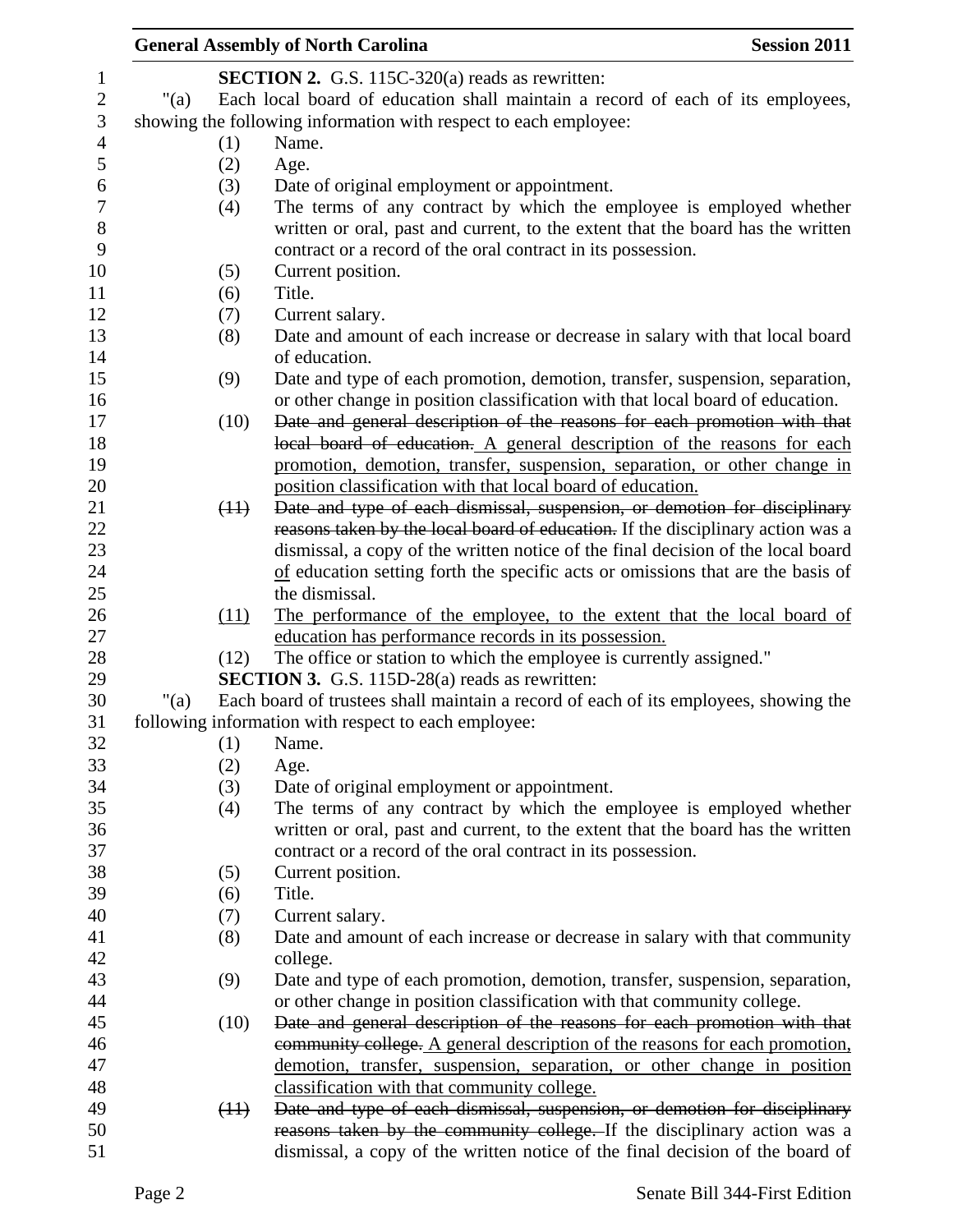**SECTION 2.** G.S. 115C-320(a) reads as rewritten:

"(a) Each local board of education shall maintain a record of each of its employees, showing the following information with respect to each employee:

(1) Name.

(2) Age.

(3) Date of original employment or appointment.

(4) The terms of any contract by which the employee is employed whether written or oral, past and current, to the extent that the board has the written contract or a record of the oral contract in its possession.

(5) Current position.

(6) Title.

(7) Current salary.

(8) Date and amount of each increase or decrease in salary with that local board of education.

(9) Date and type of each promotion, demotion, transfer, suspension, separation, or other change in position classification with that local board of education.

(10) ~~Date and general description of the reasons for each promotion with that local board of education.~~ A general description of the reasons for each promotion, demotion, transfer, suspension, separation, or other change in position classification with that local board of education.

~~(11)~~ ~~Date and type of each dismissal, suspension, or demotion for disciplinary reasons taken by the local board of education.~~ If the disciplinary action was a dismissal, a copy of the written notice of the final decision of the local board of education setting forth the specific acts or omissions that are the basis of the dismissal.

(11) The performance of the employee, to the extent that the local board of education has performance records in its possession.

(12) The office or station to which the employee is currently assigned."

**SECTION 3.** G.S. 115D-28(a) reads as rewritten:

"(a) Each board of trustees shall maintain a record of each of its employees, showing the following information with respect to each employee:

(1) Name.

(2) Age.

(3) Date of original employment or appointment.

(4) The terms of any contract by which the employee is employed whether written or oral, past and current, to the extent that the board has the written contract or a record of the oral contract in its possession.

(5) Current position.

(6) Title.

(7) Current salary.

(8) Date and amount of each increase or decrease in salary with that community college.

(9) Date and type of each promotion, demotion, transfer, suspension, separation, or other change in position classification with that community college.

(10) ~~Date and general description of the reasons for each promotion with that community college.~~ A general description of the reasons for each promotion, demotion, transfer, suspension, separation, or other change in position classification with that community college.

~~(11)~~ ~~Date and type of each dismissal, suspension, or demotion for disciplinary reasons taken by the community college.~~ If the disciplinary action was a dismissal, a copy of the written notice of the final decision of the board of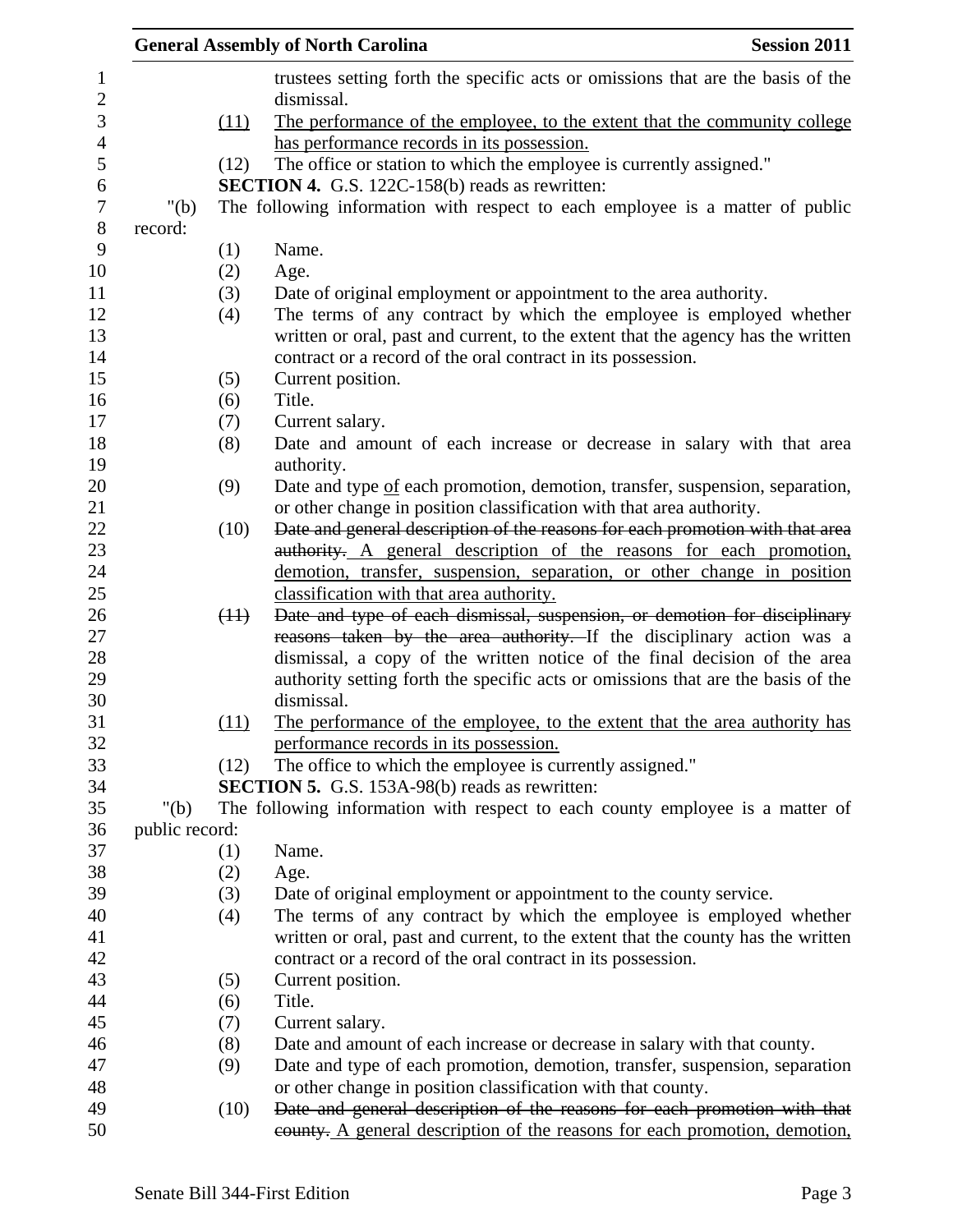trustees setting forth the specific acts or omissions that are the basis of the dismissal.

(11) <u>The performance of the employee, to the extent that the community college has performance records in its possession.</u>

(12) The office or station to which the employee is currently assigned."

**SECTION 4.** G.S. 122C-158(b) reads as rewritten:

"(b) The following information with respect to each employee is a matter of public record:

(1) Name.

(2) Age.

(3) Date of original employment or appointment to the area authority.

(4) The terms of any contract by which the employee is employed whether written or oral, past and current, to the extent that the agency has the written contract or a record of the oral contract in its possession.

(5) Current position.

(6) Title.

(7) Current salary.

(8) Date and amount of each increase or decrease in salary with that area authority.

(9) Date and type <u>of</u> each promotion, demotion, transfer, suspension, separation, or other change in position classification with that area authority.

(10) ~~Date and general description of the reasons for each promotion with that area authority.~~ <u>A general description of the reasons for each promotion, demotion, transfer, suspension, separation, or other change in position classification with that area authority.</u>

~~(11)~~ ~~Date and type of each dismissal, suspension, or demotion for disciplinary reasons taken by the area authority.~~ If the disciplinary action was a dismissal, a copy of the written notice of the final decision of the area authority setting forth the specific acts or omissions that are the basis of the dismissal.

<u>(11)</u> <u>The performance of the employee, to the extent that the area authority has performance records in its possession.</u>

(12) The office to which the employee is currently assigned."

**SECTION 5.** G.S. 153A-98(b) reads as rewritten:

"(b) The following information with respect to each county employee is a matter of public record:

(1) Name.

(2) Age.

(3) Date of original employment or appointment to the county service.

(4) The terms of any contract by which the employee is employed whether written or oral, past and current, to the extent that the county has the written contract or a record of the oral contract in its possession.

(5) Current position.

(6) Title.

(7) Current salary.

(8) Date and amount of each increase or decrease in salary with that county.

(9) Date and type of each promotion, demotion, transfer, suspension, separation or other change in position classification with that county.

(10) ~~Date and general description of the reasons for each promotion with that county.~~ <u>A general description of the reasons for each promotion, demotion,</u>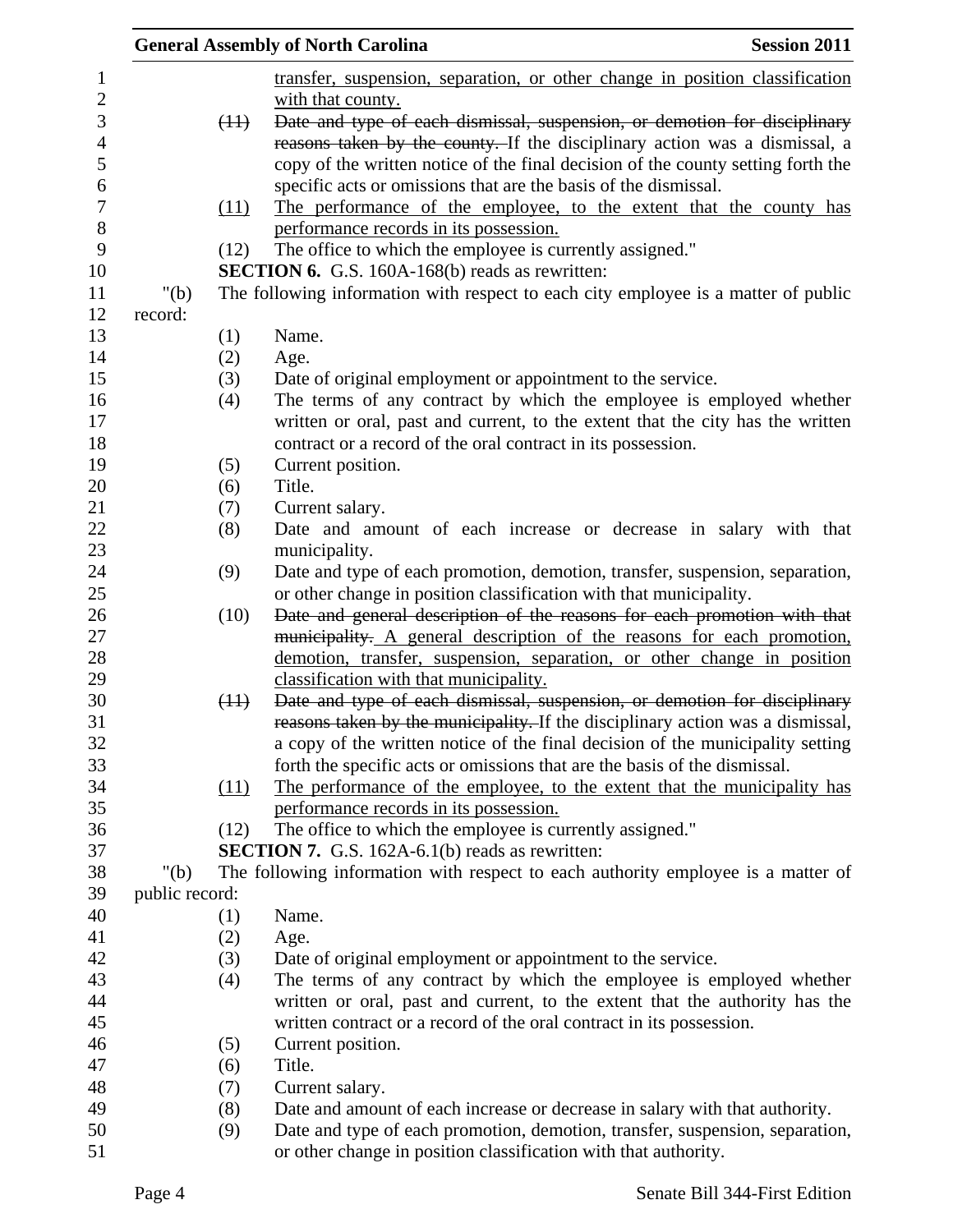transfer, suspension, separation, or other change in position classification with that county.

~~(11) Date and type of each dismissal, suspension, or demotion for disciplinary reasons taken by the county.~~ If the disciplinary action was a dismissal, a copy of the written notice of the final decision of the county setting forth the specific acts or omissions that are the basis of the dismissal.

(11) The performance of the employee, to the extent that the county has performance records in its possession.

(12) The office to which the employee is currently assigned."

**SECTION 6.** G.S. 160A-168(b) reads as rewritten:

"(b) The following information with respect to each city employee is a matter of public record:

(1) Name.

(2) Age.

(3) Date of original employment or appointment to the service.

(4) The terms of any contract by which the employee is employed whether written or oral, past and current, to the extent that the city has the written contract or a record of the oral contract in its possession.

(5) Current position.

(6) Title.

(7) Current salary.

(8) Date and amount of each increase or decrease in salary with that municipality.

(9) Date and type of each promotion, demotion, transfer, suspension, separation, or other change in position classification with that municipality.

(10) ~~Date and general description of the reasons for each promotion with that municipality.~~ A general description of the reasons for each promotion, demotion, transfer, suspension, separation, or other change in position classification with that municipality.

~~(11) Date and type of each dismissal, suspension, or demotion for disciplinary reasons taken by the municipality.~~ If the disciplinary action was a dismissal, a copy of the written notice of the final decision of the municipality setting forth the specific acts or omissions that are the basis of the dismissal.

(11) The performance of the employee, to the extent that the municipality has performance records in its possession.

(12) The office to which the employee is currently assigned."

**SECTION 7.** G.S. 162A-6.1(b) reads as rewritten:

"(b) The following information with respect to each authority employee is a matter of public record:

(1) Name.

(2) Age.

(3) Date of original employment or appointment to the service.

(4) The terms of any contract by which the employee is employed whether written or oral, past and current, to the extent that the authority has the written contract or a record of the oral contract in its possession.

(5) Current position.

(6) Title.

(7) Current salary.

(8) Date and amount of each increase or decrease in salary with that authority.

(9) Date and type of each promotion, demotion, transfer, suspension, separation, or other change in position classification with that authority.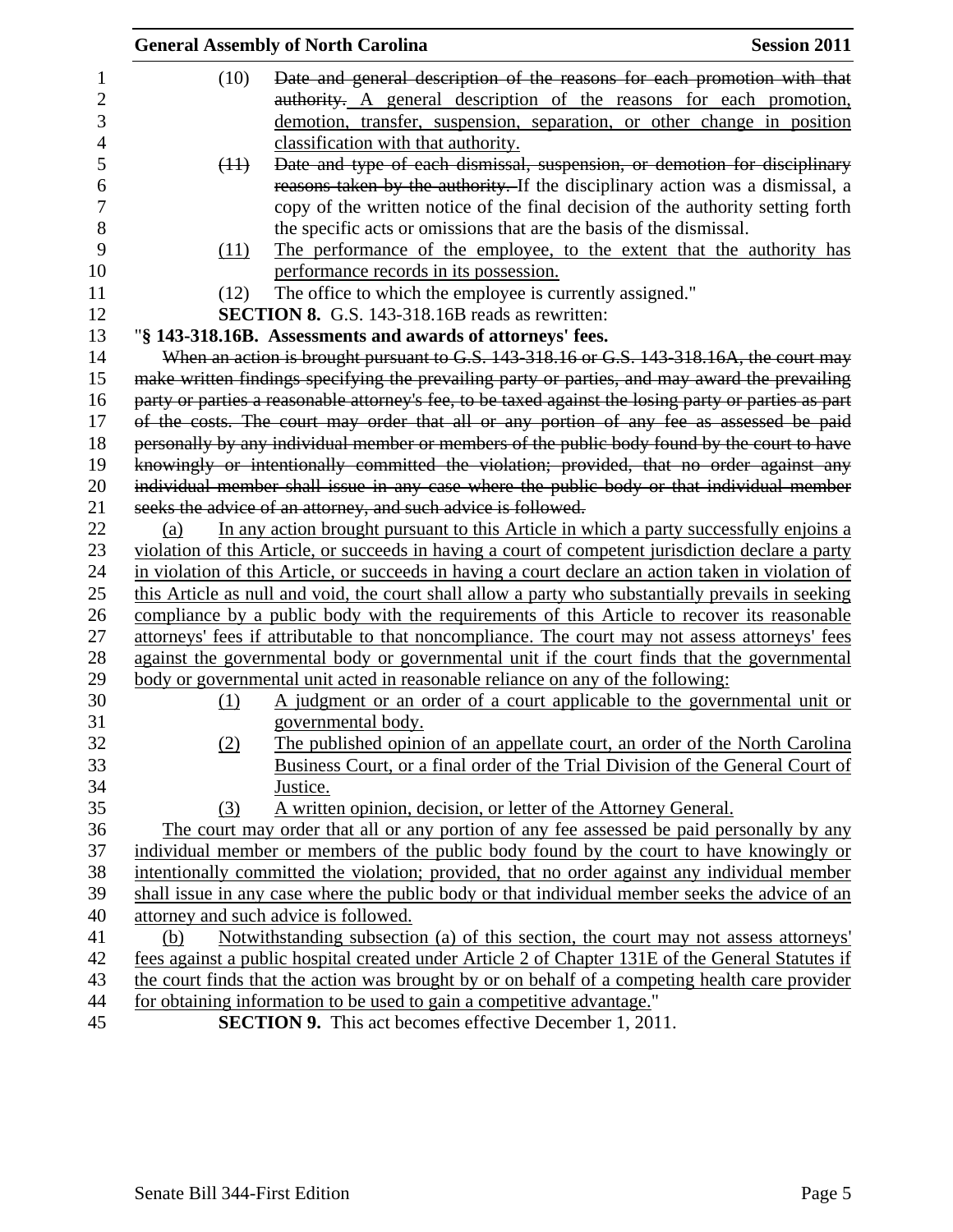(10) ~~Date and general description of the reasons for each promotion with that authority.~~ A general description of the reasons for each promotion, demotion, transfer, suspension, separation, or other change in position classification with that authority.

~~(11)~~ ~~Date and type of each dismissal, suspension, or demotion for disciplinary reasons taken by the authority.~~ If the disciplinary action was a dismissal, a copy of the written notice of the final decision of the authority setting forth the specific acts or omissions that are the basis of the dismissal.

(11) The performance of the employee, to the extent that the authority has performance records in its possession.

(12) The office to which the employee is currently assigned."

**SECTION 8.** G.S. 143-318.16B reads as rewritten:

"**§ 143-318.16B. Assessments and awards of attorneys' fees.**

~~When an action is brought pursuant to G.S. 143-318.16 or G.S. 143-318.16A, the court may make written findings specifying the prevailing party or parties, and may award the prevailing party or parties a reasonable attorney's fee, to be taxed against the losing party or parties as part of the costs. The court may order that all or any portion of any fee as assessed be paid personally by any individual member or members of the public body found by the court to have knowingly or intentionally committed the violation; provided, that no order against any individual member shall issue in any case where the public body or that individual member seeks the advice of an attorney, and such advice is followed.~~

(a) In any action brought pursuant to this Article in which a party successfully enjoins a violation of this Article, or succeeds in having a court of competent jurisdiction declare a party in violation of this Article, or succeeds in having a court declare an action taken in violation of this Article as null and void, the court shall allow a party who substantially prevails in seeking compliance by a public body with the requirements of this Article to recover its reasonable attorneys' fees if attributable to that noncompliance. The court may not assess attorneys' fees against the governmental body or governmental unit if the court finds that the governmental body or governmental unit acted in reasonable reliance on any of the following:

(1) A judgment or an order of a court applicable to the governmental unit or governmental body.

(2) The published opinion of an appellate court, an order of the North Carolina Business Court, or a final order of the Trial Division of the General Court of Justice.

(3) A written opinion, decision, or letter of the Attorney General.

The court may order that all or any portion of any fee assessed be paid personally by any individual member or members of the public body found by the court to have knowingly or intentionally committed the violation; provided, that no order against any individual member shall issue in any case where the public body or that individual member seeks the advice of an attorney and such advice is followed.

(b) Notwithstanding subsection (a) of this section, the court may not assess attorneys' fees against a public hospital created under Article 2 of Chapter 131E of the General Statutes if the court finds that the action was brought by or on behalf of a competing health care provider for obtaining information to be used to gain a competitive advantage."

**SECTION 9.** This act becomes effective December 1, 2011.